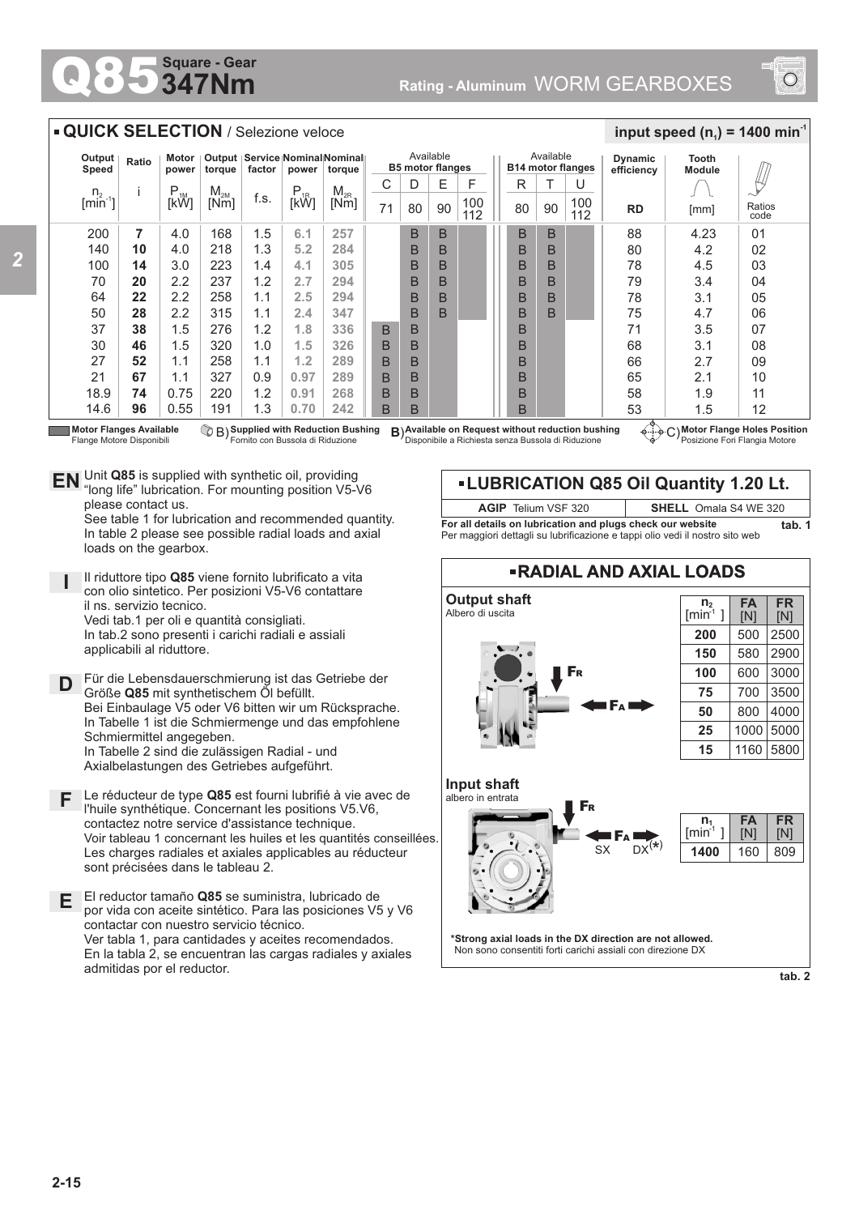# Q85 Square - Gear 347Nm

Rating - Aluminum WORM GEARBOXES

## QUICK SELECTION / Selezione veloce

input speed ($n_1$) = 1400 min$^{-1}$

| Output Speed $n_2$ [min$^{-1}$] | Ratio i | Motor power $P_{1M}$ [kW] | Output torque $M_{2M}$ [Nm] | Service factor f.s. | Nominal power $P_{1R}$ [kW] | Nominal torque $M_{2R}$ [Nm] | B5 C 71 | B5 D 80 | B5 E 90 | B5 F 100 112 | B14 R 80 | B14 T 90 | B14 U 100 112 | Dynamic efficiency RD | Tooth Module [mm] | Ratios code |
|---|---|---|---|---|---|---|---|---|---|---|---|---|---|---|---|---|
| 200 | 7 | 4.0 | 168 | 1.5 | 6.1 | 257 | | B | B | | B | B | | 88 | 4.23 | 01 |
| 140 | 10 | 4.0 | 218 | 1.3 | 5.2 | 284 | | B | B | | B | B | | 80 | 4.2 | 02 |
| 100 | 14 | 3.0 | 223 | 1.4 | 4.1 | 305 | | B | B | | B | B | | 78 | 4.5 | 03 |
| 70 | 20 | 2.2 | 237 | 1.2 | 2.7 | 294 | | B | B | | B | B | | 79 | 3.4 | 04 |
| 64 | 22 | 2.2 | 258 | 1.1 | 2.5 | 294 | | B | B | | B | B | | 78 | 3.1 | 05 |
| 50 | 28 | 2.2 | 315 | 1.1 | 2.4 | 347 | | B | B | | B | B | | 75 | 4.7 | 06 |
| 37 | 38 | 1.5 | 276 | 1.2 | 1.8 | 336 | B | B | | | B | | | 71 | 3.5 | 07 |
| 30 | 46 | 1.5 | 320 | 1.0 | 1.5 | 326 | B | B | | | B | | | 68 | 3.1 | 08 |
| 27 | 52 | 1.1 | 258 | 1.1 | 1.2 | 289 | B | B | | | B | | | 66 | 2.7 | 09 |
| 21 | 67 | 1.1 | 327 | 0.9 | 0.97 | 289 | B | B | | | B | | | 65 | 2.1 | 10 |
| 18.9 | 74 | 0.75 | 220 | 1.2 | 0.91 | 268 | B | B | | | B | | | 58 | 1.9 | 11 |
| 14.6 | 96 | 0.55 | 191 | 1.3 | 0.70 | 242 | B | B | | | B | | | 53 | 1.5 | 12 |

Motor Flanges Available / Flange Motore Disponibili — B) Supplied with Reduction Bushing / Fornito con Bussola di Riduzione — B) Available on Request without reduction bushing / Disponibile a Richiesta senza Bussola di Riduzione — C) Motor Flange Holes Position / Posizione Fori Flangia Motore

**EN** Unit **Q85** is supplied with synthetic oil, providing "long life" lubrication. For mounting position V5-V6 please contact us.
See table 1 for lubrication and recommended quantity.
In table 2 please see possible radial loads and axial loads on the gearbox.

**I** Il riduttore tipo **Q85** viene fornito lubrificato a vita con olio sintetico. Per posizioni V5-V6 contattare il ns. servizio tecnico.
Vedi tab.1 per oli e quantità consigliati.
In tab.2 sono presenti i carichi radiali e assiali applicabili al riduttore.

**D** Für die Lebensdauerschmierung ist das Getriebe der Größe **Q85** mit synthetischem Öl befüllt.
Bei Einbaulage V5 oder V6 bitten wir um Rücksprache.
In Tabelle 1 ist die Schmiermenge und das empfohlene Schmiermittel angegeben.
In Tabelle 2 sind die zulässigen Radial - und Axialbelastungen des Getriebes aufgeführt.

**F** Le réducteur de type **Q85** est fourni lubrifié à vie avec de l'huile synthétique. Concernant les positions V5.V6, contactez notre service d'assistance technique.
Voir tableau 1 concernant les huiles et les quantités conseillées.
Les charges radiales et axiales applicables au réducteur sont précisées dans le tableau 2.

**E** El reductor tamaño **Q85** se suministra, lubricado de por vida con aceite sintético. Para las posiciones V5 y V6 contactar con nuestro servicio técnico.
Ver tabla 1, para cantidades y aceites recomendados.
En la tabla 2, se encuentran las cargas radiales y axiales admitidas por el reductor.

## LUBRICATION Q85 Oil Quantity 1.20 Lt.

| AGIP Telium VSF 320 | SHELL Omala S4 WE 320 |
|---|---|

**For all details on lubrication and plugs check our website**
Per maggiori dettagli su lubrificazione e tappi olio vedi il nostro sito web

tab. 1

## RADIAL AND AXIAL LOADS

**Output shaft**
Albero di uscita

| $n_2$ [min$^{-1}$] | FA [N] | FR [N] |
|---|---|---|
| 200 | 500 | 2500 |
| 150 | 580 | 2900 |
| 100 | 600 | 3000 |
| 75 | 700 | 3500 |
| 50 | 800 | 4000 |
| 25 | 1000 | 5000 |
| 15 | 1160 | 5800 |

**Input shaft**
albero in entrata

| $n_1$ [min$^{-1}$] | FA [N] | FR [N] |
|---|---|---|
| 1400 | 160 | 809 |

**\*Strong axial loads in the DX direction are not allowed.**
Non sono consentiti forti carichi assiali con direzione DX

tab. 2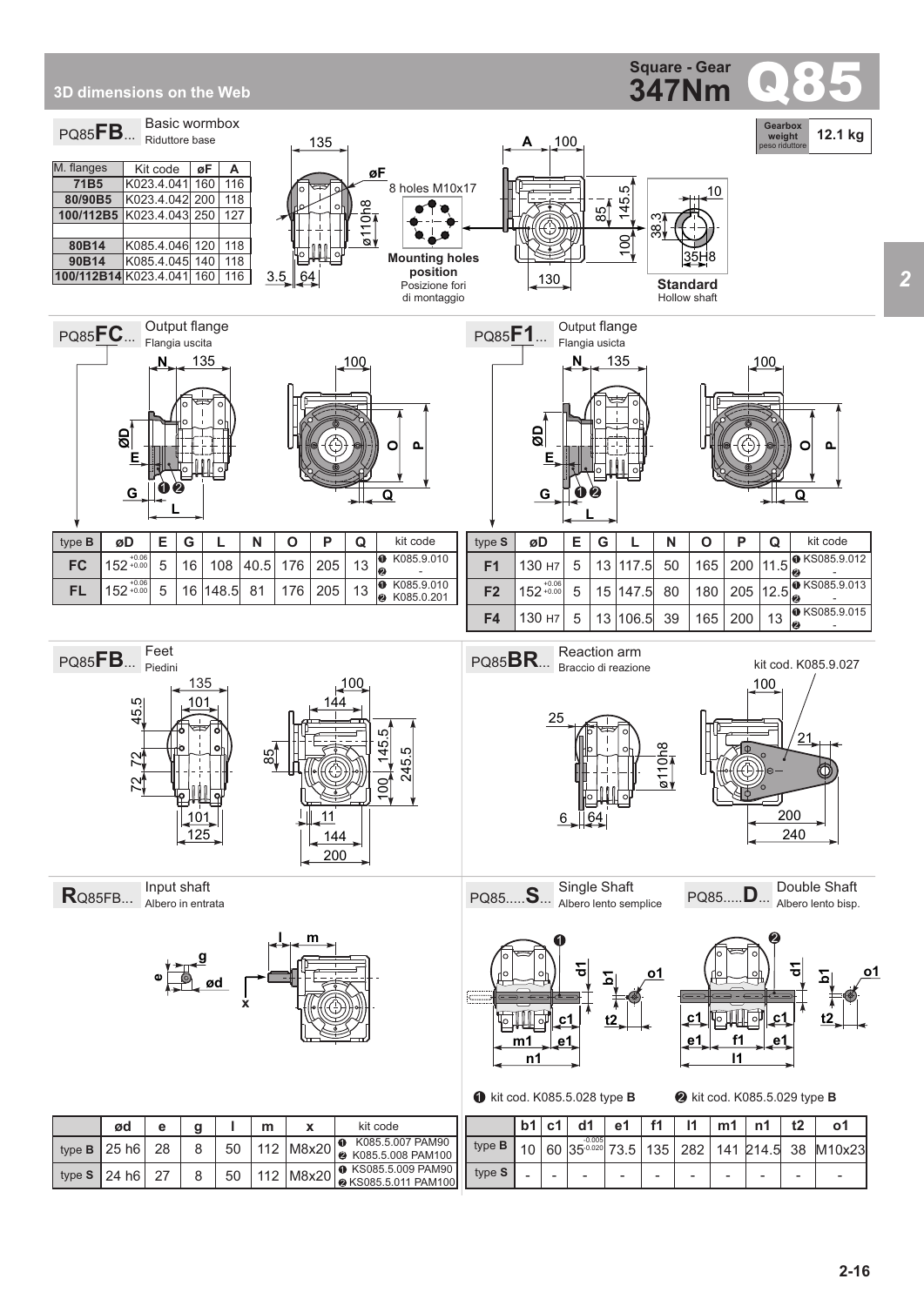3D dimensions on the Web

# Square - Gear 347Nm Q85

## PQ85**FB**... Basic wormbox
Riduttore base

Gearbox weight / peso riduttore: **12.1 kg**

| M. flanges | Kit code | øF | A |
|---|---|---|---|
| **71B5** | K023.4.041 | 160 | 116 |
| **80/90B5** | K023.4.042 | 200 | 118 |
| **100/112B5** | K023.4.043 | 250 | 127 |
| | | | |
| **80B14** | K085.4.046 | 120 | 118 |
| **90B14** | K085.4.045 | 140 | 118 |
| **100/112B14** | K023.4.041 | 160 | 116 |

135, øF, ø110h8, 3.5, 64

8 holes M10x17

**Mounting holes position**
Posizione fori di montaggio

A, 100, 85, 145.5, 100, 130

10, 38.3, 35H8

**Standard**
Hollow shaft

## PQ85**FC**... Output flange
Flangia uscita

N, 135, 100, ØD, E, G, L, O, P, Q

| type B | øD | E | G | L | N | O | P | Q | kit code |
|---|---|---|---|---|---|---|---|---|---|
| **FC** | 152 $^{+0.06}_{+0.00}$ | 5 | 16 | 108 | 40.5 | 176 | 205 | 13 | ❶ K085.9.010 ❷ - |
| **FL** | 152 $^{+0.06}_{+0.00}$ | 5 | 16 | 148.5 | 81 | 176 | 205 | 13 | ❶ K085.9.010 ❷ K085.0.201 |

## PQ85**F1**... Output flange
Flangia usicta

N, 135, 100, ØD, E, G, L, O, P, Q

| type S | øD | E | G | L | N | O | P | Q | kit code |
|---|---|---|---|---|---|---|---|---|---|
| **F1** | 130 H7 | 5 | 13 | 117.5 | 50 | 165 | 200 | 11.5 | ❶ KS085.9.012 ❷ - |
| **F2** | 152 $^{+0.06}_{+0.00}$ | 5 | 15 | 147.5 | 80 | 180 | 205 | 12.5 | ❶ KS085.9.013 ❷ - |
| **F4** | 130 H7 | 5 | 13 | 106.5 | 39 | 165 | 200 | 13 | ❶ KS085.9.015 ❷ - |

## PQ85**FB**... Feet
Piedini

135, 101, 45.5, 72, 72, 101, 125, 100, 144, 85, 145.5, 245.5, 100, 11, 144, 200

## PQ85**BR**... Reaction arm
Braccio di reazione

kit cod. K085.9.027

25, ø110h8, 6, 64, 100, 21, 200, 240

## **R**Q85FB... Input shaft
Albero in entrata

e, g, ød, l, m, x

| | ød | e | g | l | m | x | kit code |
|---|---|---|---|---|---|---|---|
| type B | 25 h6 | 28 | 8 | 50 | 112 | M8x20 | ❶ K085.5.007 PAM90 ❷ K085.5.008 PAM100 |
| type S | 24 h6 | 27 | 8 | 50 | 112 | M8x20 | ❶ KS085.5.009 PAM90 ❷ KS085.5.011 PAM100 |

## PQ85.....**S**... Single Shaft
Albero lento semplice

## PQ85.....**D**... Double Shaft
Albero lento bisp.

d1, b1, o1, c1, t2, m1, e1, n1, f1, l1

❶ kit cod. K085.5.028 type **B** ❷ kit cod. K085.5.029 type **B**

| | b1 | c1 | d1 | e1 | f1 | l1 | m1 | n1 | t2 | o1 |
|---|---|---|---|---|---|---|---|---|---|---|
| type B | 10 | 60 | 35 $^{-0.005}_{-0.020}$ | 73.5 | 135 | 282 | 141 | 214.5 | 38 | M10x23 |
| type S | - | - | - | - | - | - | - | - | - | - |